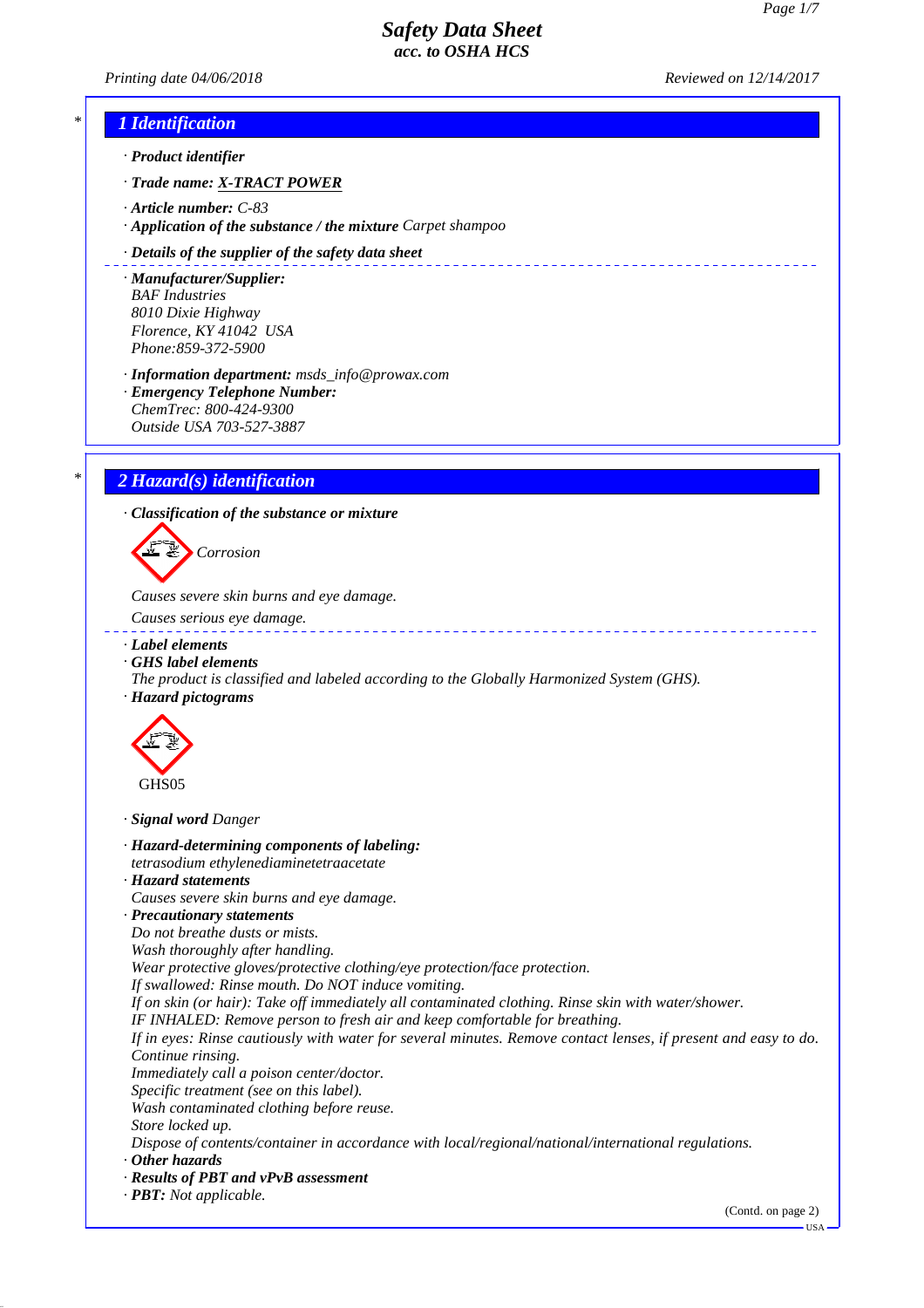# Safety Data Sheet
## acc. to OSHA HCS

*Printing date 04/06/2018* *Reviewed on 12/14/2017*

## 1 Identification

· **Product identifier**

· **Trade name: X-TRACT POWER**

· **Article number:** C-83

· **Application of the substance / the mixture** Carpet shampoo

· **Details of the supplier of the safety data sheet**

· **Manufacturer/Supplier:**
BAF Industries
8010 Dixie Highway
Florence, KY 41042 USA
Phone:859-372-5900

· **Information department:** msds_info@prowax.com

· **Emergency Telephone Number:**
ChemTrec: 800-424-9300
Outside USA 703-527-3887

## 2 Hazard(s) identification

· **Classification of the substance or mixture**

Corrosion

Causes severe skin burns and eye damage.

Causes serious eye damage.

· **Label elements**

· **GHS label elements**
The product is classified and labeled according to the Globally Harmonized System (GHS).

· **Hazard pictograms**

GHS05

· **Signal word** Danger

· **Hazard-determining components of labeling:**
tetrasodium ethylenediaminetetraacetate

· **Hazard statements**
Causes severe skin burns and eye damage.

· **Precautionary statements**
Do not breathe dusts or mists.
Wash thoroughly after handling.
Wear protective gloves/protective clothing/eye protection/face protection.
If swallowed: Rinse mouth. Do NOT induce vomiting.
If on skin (or hair): Take off immediately all contaminated clothing. Rinse skin with water/shower.
IF INHALED: Remove person to fresh air and keep comfortable for breathing.
If in eyes: Rinse cautiously with water for several minutes. Remove contact lenses, if present and easy to do. Continue rinsing.
Immediately call a poison center/doctor.
Specific treatment (see on this label).
Wash contaminated clothing before reuse.
Store locked up.
Dispose of contents/container in accordance with local/regional/national/international regulations.

· **Other hazards**

· **Results of PBT and vPvB assessment**

· **PBT:** Not applicable.

(Contd. on page 2)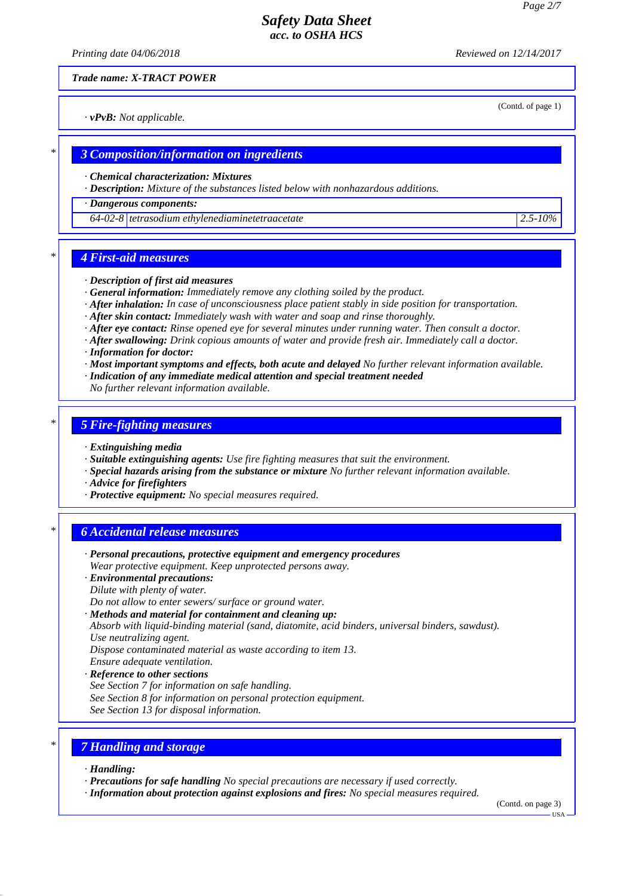Trade name: X-TRACT POWER

(Contd. of page 1)

· **vPvB:** Not applicable.

## 3 Composition/information on ingredients

· **Chemical characterization: Mixtures**
· **Description:** Mixture of the substances listed below with nonhazardous additions.

· **Dangerous components:**

| | | |
|---|---|---|
| 64-02-8 | tetrasodium ethylenediaminetetraacetate | 2.5-10% |

## 4 First-aid measures

· **Description of first aid measures**
· **General information:** Immediately remove any clothing soiled by the product.
· **After inhalation:** In case of unconsciousness place patient stably in side position for transportation.
· **After skin contact:** Immediately wash with water and soap and rinse thoroughly.
· **After eye contact:** Rinse opened eye for several minutes under running water. Then consult a doctor.
· **After swallowing:** Drink copious amounts of water and provide fresh air. Immediately call a doctor.
· **Information for doctor:**
· **Most important symptoms and effects, both acute and delayed** No further relevant information available.
· **Indication of any immediate medical attention and special treatment needed**
No further relevant information available.

## 5 Fire-fighting measures

· **Extinguishing media**
· **Suitable extinguishing agents:** Use fire fighting measures that suit the environment.
· **Special hazards arising from the substance or mixture** No further relevant information available.
· **Advice for firefighters**
· **Protective equipment:** No special measures required.

## 6 Accidental release measures

· **Personal precautions, protective equipment and emergency procedures**
Wear protective equipment. Keep unprotected persons away.
· **Environmental precautions:**
Dilute with plenty of water.
Do not allow to enter sewers/ surface or ground water.
· **Methods and material for containment and cleaning up:**
Absorb with liquid-binding material (sand, diatomite, acid binders, universal binders, sawdust).
Use neutralizing agent.
Dispose contaminated material as waste according to item 13.
Ensure adequate ventilation.
· **Reference to other sections**
See Section 7 for information on safe handling.
See Section 8 for information on personal protection equipment.
See Section 13 for disposal information.

## 7 Handling and storage

· **Handling:**
· **Precautions for safe handling** No special precautions are necessary if used correctly.
· **Information about protection against explosions and fires:** No special measures required.

(Contd. on page 3)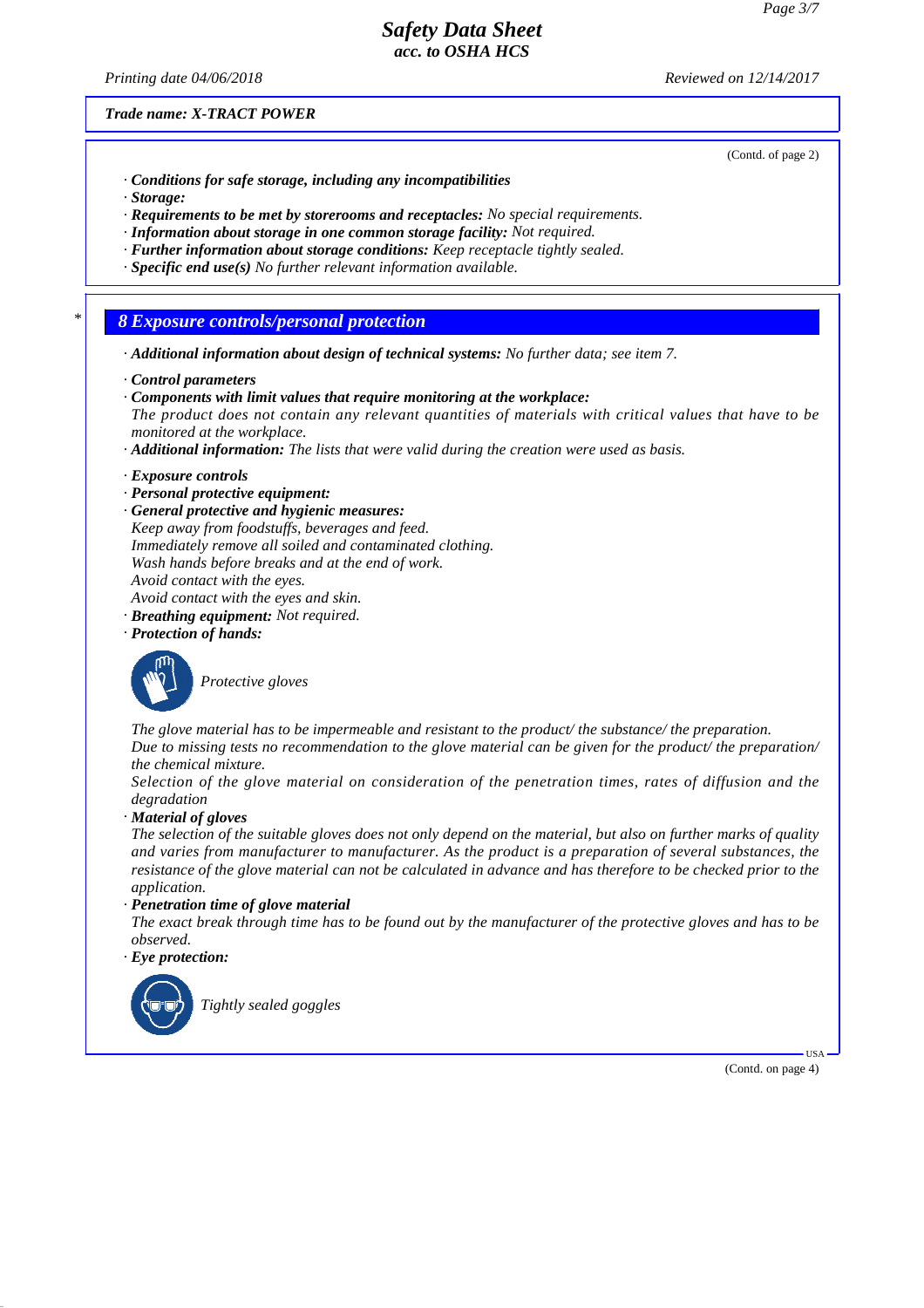(Contd. of page 2)

· **Conditions for safe storage, including any incompatibilities**
· **Storage:**
· **Requirements to be met by storerooms and receptacles:** No special requirements.
· **Information about storage in one common storage facility:** Not required.
· **Further information about storage conditions:** Keep receptacle tightly sealed.
· **Specific end use(s)** No further relevant information available.

## 8 Exposure controls/personal protection

· **Additional information about design of technical systems:** No further data; see item 7.

· **Control parameters**
· **Components with limit values that require monitoring at the workplace:**
The product does not contain any relevant quantities of materials with critical values that have to be monitored at the workplace.
· **Additional information:** The lists that were valid during the creation were used as basis.

· **Exposure controls**
· **Personal protective equipment:**
· **General protective and hygienic measures:**
Keep away from foodstuffs, beverages and feed.
Immediately remove all soiled and contaminated clothing.
Wash hands before breaks and at the end of work.
Avoid contact with the eyes.
Avoid contact with the eyes and skin.
· **Breathing equipment:** Not required.
· **Protection of hands:**

Protective gloves

The glove material has to be impermeable and resistant to the product/ the substance/ the preparation.
Due to missing tests no recommendation to the glove material can be given for the product/ the preparation/ the chemical mixture.
Selection of the glove material on consideration of the penetration times, rates of diffusion and the degradation
· **Material of gloves**
The selection of the suitable gloves does not only depend on the material, but also on further marks of quality and varies from manufacturer to manufacturer. As the product is a preparation of several substances, the resistance of the glove material can not be calculated in advance and has therefore to be checked prior to the application.
· **Penetration time of glove material**
The exact break through time has to be found out by the manufacturer of the protective gloves and has to be observed.
· **Eye protection:**

Tightly sealed goggles

(Contd. on page 4)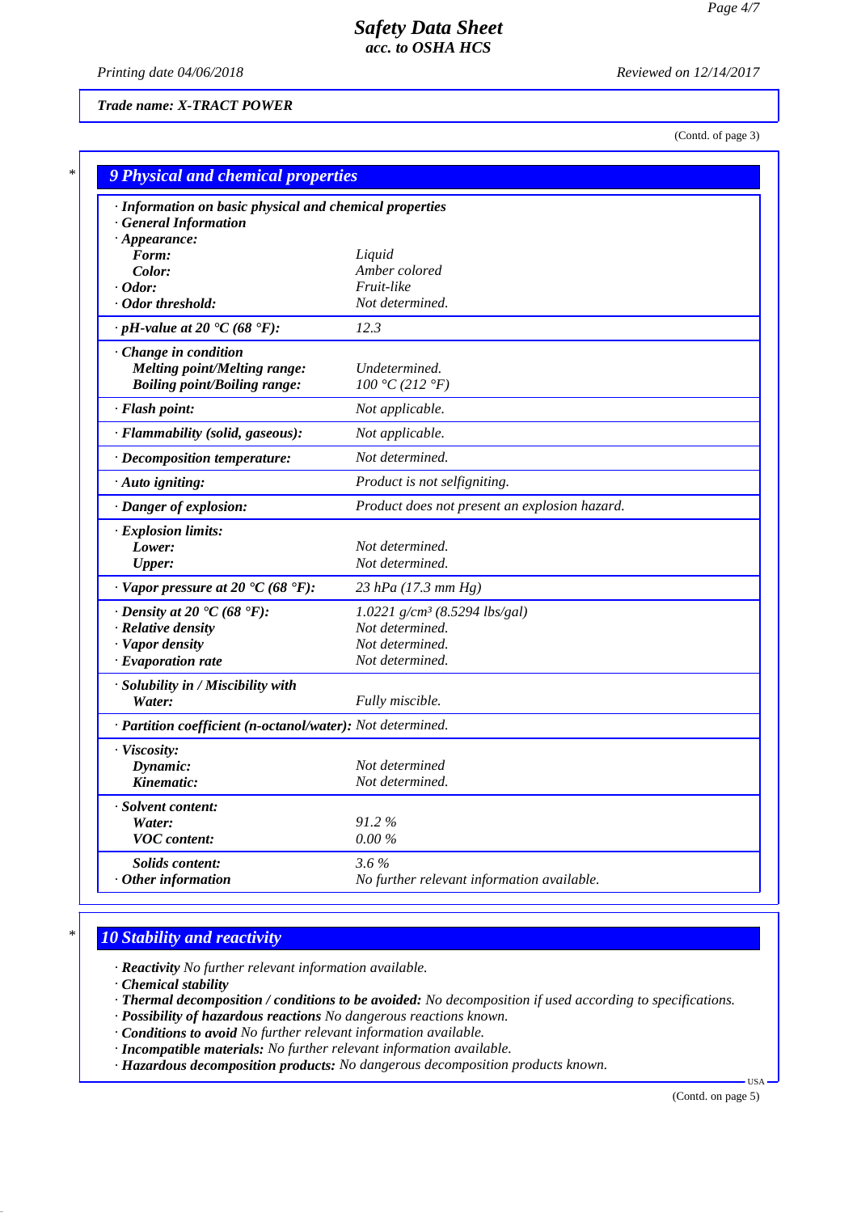Trade name: X-TRACT POWER

(Contd. of page 3)

## 9 Physical and chemical properties

| Property | Value |
|---|---|
| · **Information on basic physical and chemical properties** | |
| · **General Information** | |
| · **Appearance:** | |
| **Form:** | Liquid |
| **Color:** | Amber colored |
| · **Odor:** | Fruit-like |
| · **Odor threshold:** | Not determined. |
| · **pH-value at 20 °C (68 °F):** | 12.3 |
| · **Change in condition** | |
| **Melting point/Melting range:** | Undetermined. |
| **Boiling point/Boiling range:** | 100 °C (212 °F) |
| · **Flash point:** | Not applicable. |
| · **Flammability (solid, gaseous):** | Not applicable. |
| · **Decomposition temperature:** | Not determined. |
| · **Auto igniting:** | Product is not selfigniting. |
| · **Danger of explosion:** | Product does not present an explosion hazard. |
| · **Explosion limits:** | |
| **Lower:** | Not determined. |
| **Upper:** | Not determined. |
| · **Vapor pressure at 20 °C (68 °F):** | 23 hPa (17.3 mm Hg) |
| · **Density at 20 °C (68 °F):** | 1.0221 g/cm³ (8.5294 lbs/gal) |
| · **Relative density** | Not determined. |
| · **Vapor density** | Not determined. |
| · **Evaporation rate** | Not determined. |
| · **Solubility in / Miscibility with** | |
| **Water:** | Fully miscible. |
| · **Partition coefficient (n-octanol/water):** | Not determined. |
| · **Viscosity:** | |
| **Dynamic:** | Not determined |
| **Kinematic:** | Not determined. |
| · **Solvent content:** | |
| **Water:** | 91.2 % |
| **VOC content:** | 0.00 % |
| **Solids content:** | 3.6 % |
| · **Other information** | No further relevant information available. |

## 10 Stability and reactivity

· **Reactivity** No further relevant information available.
· **Chemical stability**
· **Thermal decomposition / conditions to be avoided:** No decomposition if used according to specifications.
· **Possibility of hazardous reactions** No dangerous reactions known.
· **Conditions to avoid** No further relevant information available.
· **Incompatible materials:** No further relevant information available.
· **Hazardous decomposition products:** No dangerous decomposition products known.

(Contd. on page 5)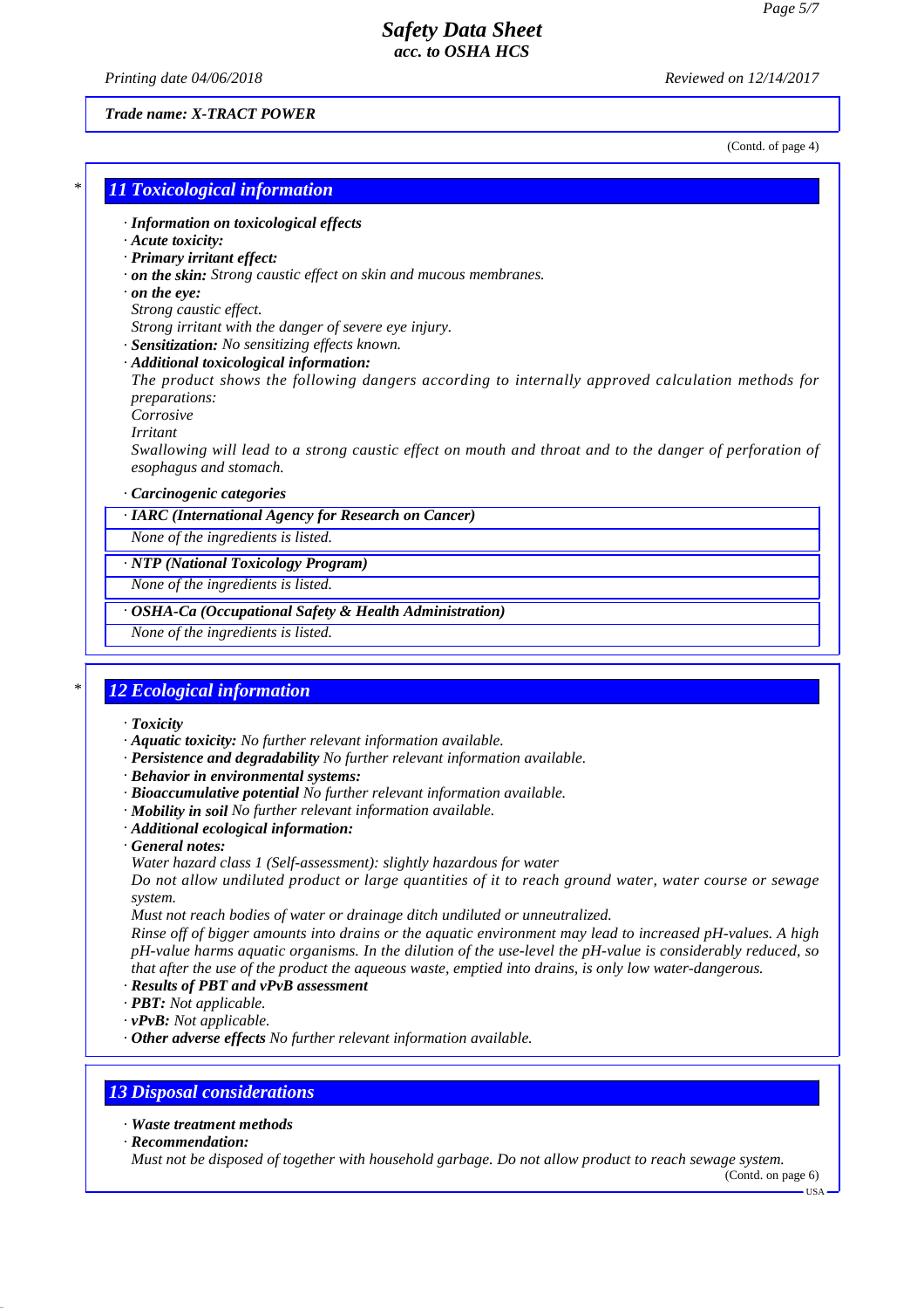Trade name: X-TRACT POWER

(Contd. of page 4)

## 11 Toxicological information

· **Information on toxicological effects**
· **Acute toxicity:**
· **Primary irritant effect:**
· **on the skin:** Strong caustic effect on skin and mucous membranes.
· **on the eye:**
Strong caustic effect.
Strong irritant with the danger of severe eye injury.
· **Sensitization:** No sensitizing effects known.
· **Additional toxicological information:**
The product shows the following dangers according to internally approved calculation methods for preparations:
Corrosive
Irritant
Swallowing will lead to a strong caustic effect on mouth and throat and to the danger of perforation of esophagus and stomach.

· **Carcinogenic categories**

| · IARC (International Agency for Research on Cancer) |
|---|
| None of the ingredients is listed. |

| · NTP (National Toxicology Program) |
|---|
| None of the ingredients is listed. |

| · OSHA-Ca (Occupational Safety & Health Administration) |
|---|
| None of the ingredients is listed. |

## 12 Ecological information

· **Toxicity**
· **Aquatic toxicity:** No further relevant information available.
· **Persistence and degradability** No further relevant information available.
· **Behavior in environmental systems:**
· **Bioaccumulative potential** No further relevant information available.
· **Mobility in soil** No further relevant information available.
· **Additional ecological information:**
· **General notes:**
Water hazard class 1 (Self-assessment): slightly hazardous for water
Do not allow undiluted product or large quantities of it to reach ground water, water course or sewage system.
Must not reach bodies of water or drainage ditch undiluted or unneutralized.
Rinse off of bigger amounts into drains or the aquatic environment may lead to increased pH-values. A high pH-value harms aquatic organisms. In the dilution of the use-level the pH-value is considerably reduced, so that after the use of the product the aqueous waste, emptied into drains, is only low water-dangerous.
· **Results of PBT and vPvB assessment**
· **PBT:** Not applicable.
· **vPvB:** Not applicable.
· **Other adverse effects** No further relevant information available.

## 13 Disposal considerations

· **Waste treatment methods**
· **Recommendation:**
Must not be disposed of together with household garbage. Do not allow product to reach sewage system.

(Contd. on page 6)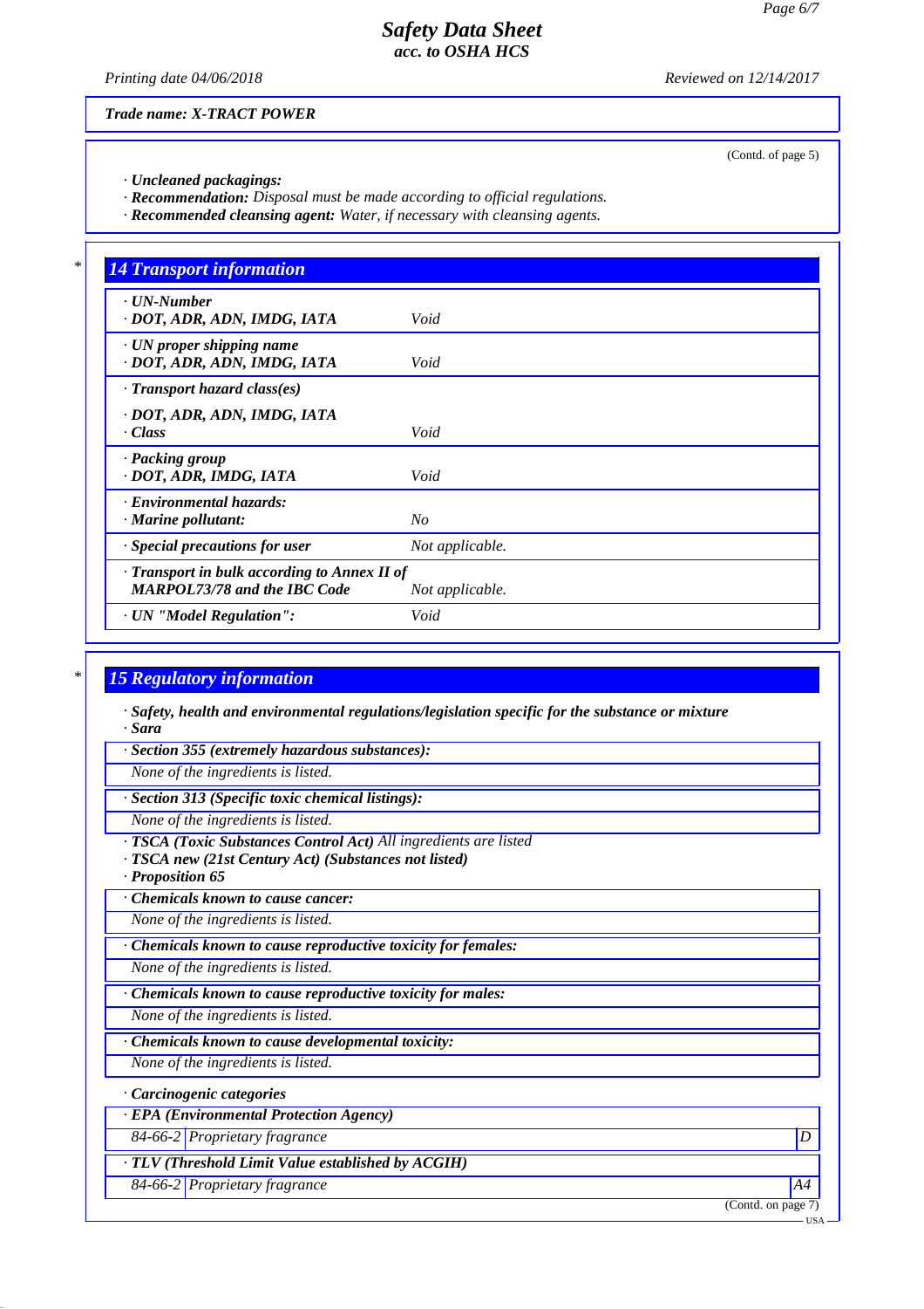Trade name: X-TRACT POWER

(Contd. of page 5)

· **Uncleaned packagings:**
· **Recommendation:** Disposal must be made according to official regulations.
· **Recommended cleansing agent:** Water, if necessary with cleansing agents.

## 14 Transport information

| | |
|---|---|
| · **UN-Number**<br>· **DOT, ADR, ADN, IMDG, IATA** | Void |
| · **UN proper shipping name**<br>· **DOT, ADR, ADN, IMDG, IATA** | Void |
| · **Transport hazard class(es)**<br><br>· **DOT, ADR, ADN, IMDG, IATA**<br>· **Class** | Void |
| · **Packing group**<br>· **DOT, ADR, IMDG, IATA** | Void |
| · **Environmental hazards:**<br>· **Marine pollutant:** | No |
| · **Special precautions for user** | Not applicable. |
| · **Transport in bulk according to Annex II of MARPOL73/78 and the IBC Code** | Not applicable. |
| · **UN "Model Regulation":** | Void |

## 15 Regulatory information

· **Safety, health and environmental regulations/legislation specific for the substance or mixture**
· **Sara**

· **Section 355 (extremely hazardous substances):**
None of the ingredients is listed.

· **Section 313 (Specific toxic chemical listings):**
None of the ingredients is listed.

· **TSCA (Toxic Substances Control Act)** All ingredients are listed
· **TSCA new (21st Century Act) (Substances not listed)**
· **Proposition 65**

· **Chemicals known to cause cancer:**
None of the ingredients is listed.

· **Chemicals known to cause reproductive toxicity for females:**
None of the ingredients is listed.

· **Chemicals known to cause reproductive toxicity for males:**
None of the ingredients is listed.

· **Chemicals known to cause developmental toxicity:**
None of the ingredients is listed.

· **Carcinogenic categories**

· **EPA (Environmental Protection Agency)**

| | | |
|---|---|---|
| 84-66-2 | Proprietary fragrance | D |

· **TLV (Threshold Limit Value established by ACGIH)**

| | | |
|---|---|---|
| 84-66-2 | Proprietary fragrance | A4 |

(Contd. on page 7)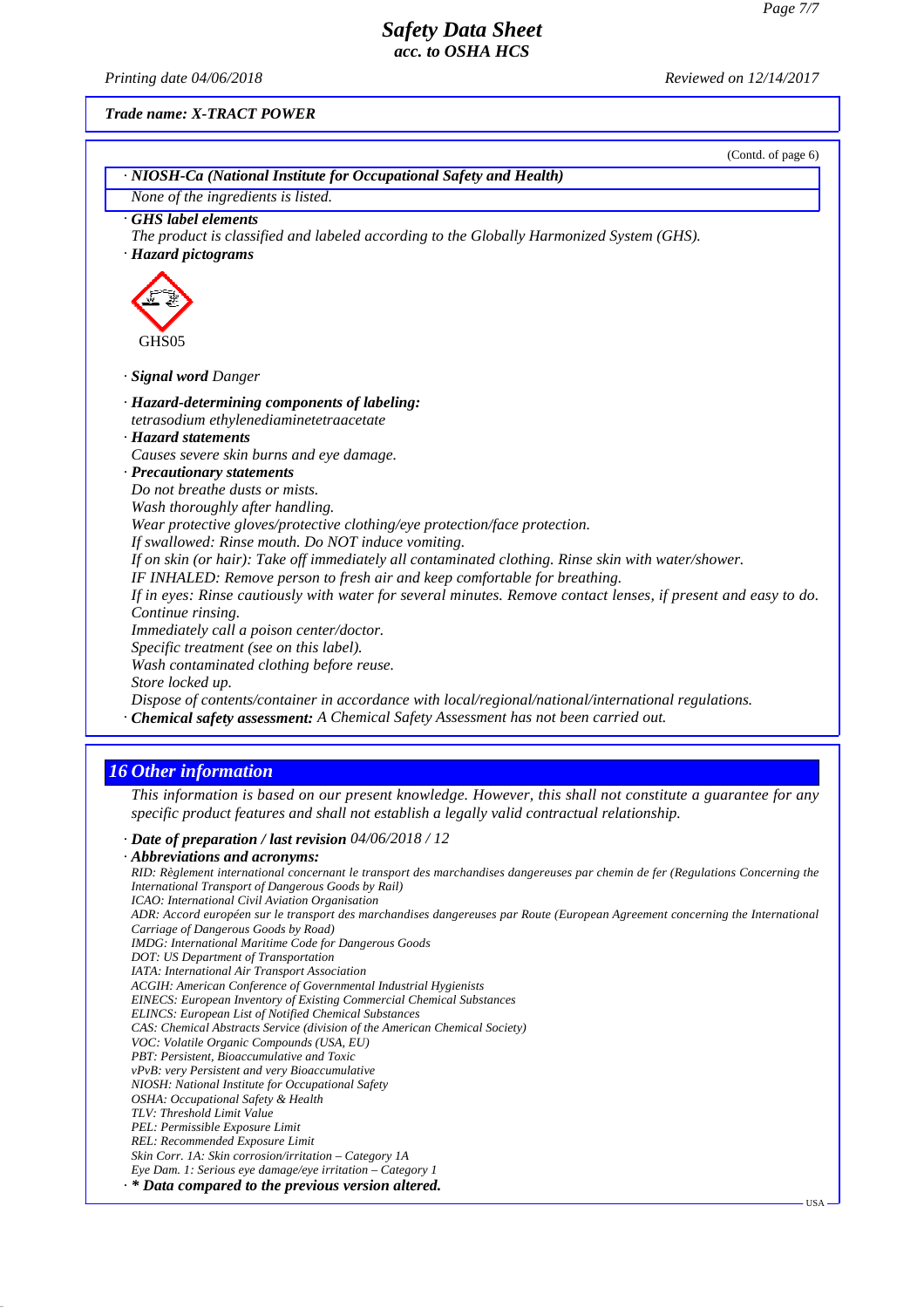**Safety Data Sheet**
**acc. to OSHA HCS**

Printing date 04/06/2018 Reviewed on 12/14/2017

**Trade name: X-TRACT POWER**

(Contd. of page 6)

· **NIOSH-Ca (National Institute for Occupational Safety and Health)**

None of the ingredients is listed.

· **GHS label elements**

The product is classified and labeled according to the Globally Harmonized System (GHS).

· **Hazard pictograms**

GHS05

· **Signal word** Danger

· **Hazard-determining components of labeling:**

tetrasodium ethylenediaminetetraacetate

· **Hazard statements**

Causes severe skin burns and eye damage.

· **Precautionary statements**

Do not breathe dusts or mists.
Wash thoroughly after handling.
Wear protective gloves/protective clothing/eye protection/face protection.
If swallowed: Rinse mouth. Do NOT induce vomiting.
If on skin (or hair): Take off immediately all contaminated clothing. Rinse skin with water/shower.
IF INHALED: Remove person to fresh air and keep comfortable for breathing.
If in eyes: Rinse cautiously with water for several minutes. Remove contact lenses, if present and easy to do. Continue rinsing.
Immediately call a poison center/doctor.
Specific treatment (see on this label).
Wash contaminated clothing before reuse.
Store locked up.
Dispose of contents/container in accordance with local/regional/national/international regulations.

· **Chemical safety assessment:** A Chemical Safety Assessment has not been carried out.

## 16 Other information

This information is based on our present knowledge. However, this shall not constitute a guarantee for any specific product features and shall not establish a legally valid contractual relationship.

· **Date of preparation / last revision** 04/06/2018 / 12

· **Abbreviations and acronyms:**

RID: Règlement international concernant le transport des marchandises dangereuses par chemin de fer (Regulations Concerning the International Transport of Dangerous Goods by Rail)
ICAO: International Civil Aviation Organisation
ADR: Accord européen sur le transport des marchandises dangereuses par Route (European Agreement concerning the International Carriage of Dangerous Goods by Road)
IMDG: International Maritime Code for Dangerous Goods
DOT: US Department of Transportation
IATA: International Air Transport Association
ACGIH: American Conference of Governmental Industrial Hygienists
EINECS: European Inventory of Existing Commercial Chemical Substances
ELINCS: European List of Notified Chemical Substances
CAS: Chemical Abstracts Service (division of the American Chemical Society)
VOC: Volatile Organic Compounds (USA, EU)
PBT: Persistent, Bioaccumulative and Toxic
vPvB: very Persistent and very Bioaccumulative
NIOSH: National Institute for Occupational Safety
OSHA: Occupational Safety & Health
TLV: Threshold Limit Value
PEL: Permissible Exposure Limit
REL: Recommended Exposure Limit
Skin Corr. 1A: Skin corrosion/irritation – Category 1A
Eye Dam. 1: Serious eye damage/eye irritation – Category 1

· **\* Data compared to the previous version altered.**

USA